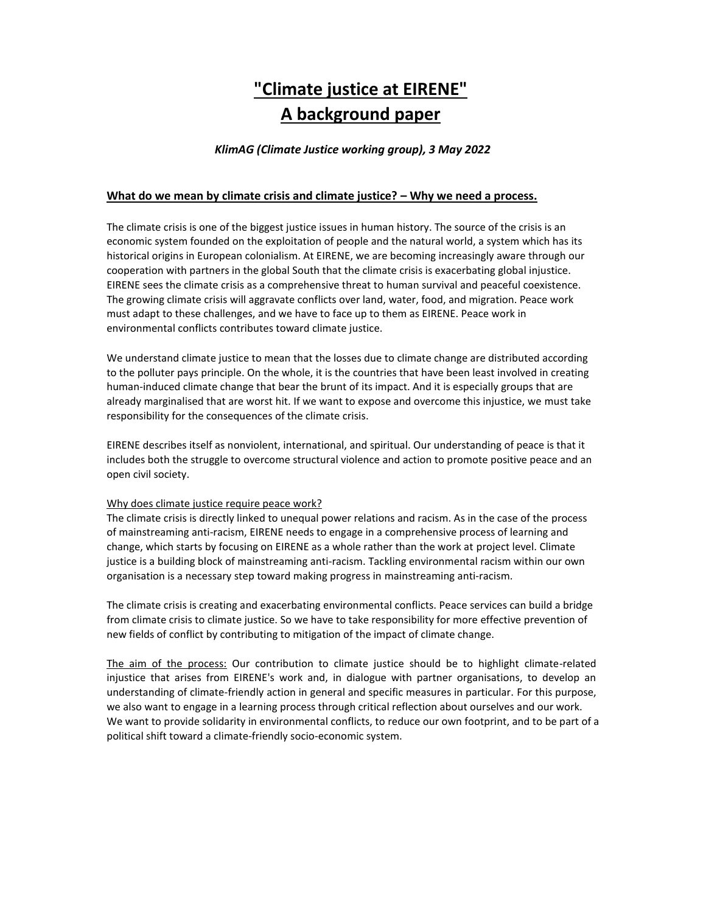# "Climate justice at EIRENE"
# A background paper

*KlimAG (Climate Justice working group), 3 May 2022*

## What do we mean by climate crisis and climate justice? – Why we need a process.

The climate crisis is one of the biggest justice issues in human history. The source of the crisis is an economic system founded on the exploitation of people and the natural world, a system which has its historical origins in European colonialism. At EIRENE, we are becoming increasingly aware through our cooperation with partners in the global South that the climate crisis is exacerbating global injustice. EIRENE sees the climate crisis as a comprehensive threat to human survival and peaceful coexistence. The growing climate crisis will aggravate conflicts over land, water, food, and migration. Peace work must adapt to these challenges, and we have to face up to them as EIRENE. Peace work in environmental conflicts contributes toward climate justice.

We understand climate justice to mean that the losses due to climate change are distributed according to the polluter pays principle. On the whole, it is the countries that have been least involved in creating human-induced climate change that bear the brunt of its impact. And it is especially groups that are already marginalised that are worst hit. If we want to expose and overcome this injustice, we must take responsibility for the consequences of the climate crisis.

EIRENE describes itself as nonviolent, international, and spiritual. Our understanding of peace is that it includes both the struggle to overcome structural violence and action to promote positive peace and an open civil society.

### Why does climate justice require peace work?

The climate crisis is directly linked to unequal power relations and racism. As in the case of the process of mainstreaming anti-racism, EIRENE needs to engage in a comprehensive process of learning and change, which starts by focusing on EIRENE as a whole rather than the work at project level. Climate justice is a building block of mainstreaming anti-racism. Tackling environmental racism within our own organisation is a necessary step toward making progress in mainstreaming anti-racism.

The climate crisis is creating and exacerbating environmental conflicts. Peace services can build a bridge from climate crisis to climate justice. So we have to take responsibility for more effective prevention of new fields of conflict by contributing to mitigation of the impact of climate change.

The aim of the process: Our contribution to climate justice should be to highlight climate-related injustice that arises from EIRENE's work and, in dialogue with partner organisations, to develop an understanding of climate-friendly action in general and specific measures in particular. For this purpose, we also want to engage in a learning process through critical reflection about ourselves and our work. We want to provide solidarity in environmental conflicts, to reduce our own footprint, and to be part of a political shift toward a climate-friendly socio-economic system.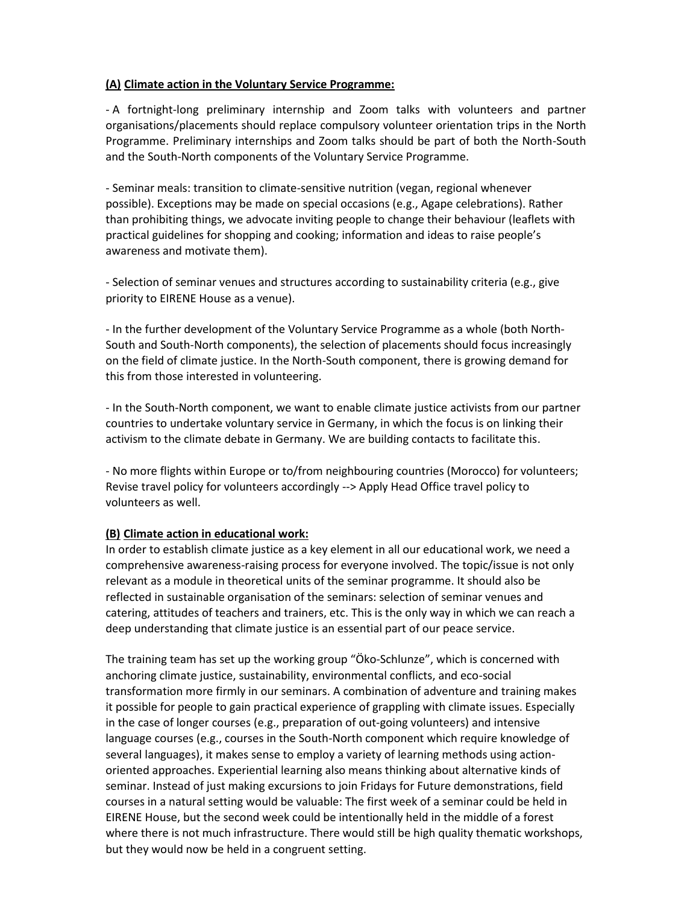**(A) Climate action in the Voluntary Service Programme:**

- A fortnight-long preliminary internship and Zoom talks with volunteers and partner organisations/placements should replace compulsory volunteer orientation trips in the North Programme. Preliminary internships and Zoom talks should be part of both the North-South and the South-North components of the Voluntary Service Programme.

- Seminar meals: transition to climate-sensitive nutrition (vegan, regional whenever possible). Exceptions may be made on special occasions (e.g., Agape celebrations). Rather than prohibiting things, we advocate inviting people to change their behaviour (leaflets with practical guidelines for shopping and cooking; information and ideas to raise people's awareness and motivate them).

- Selection of seminar venues and structures according to sustainability criteria (e.g., give priority to EIRENE House as a venue).

- In the further development of the Voluntary Service Programme as a whole (both North-South and South-North components), the selection of placements should focus increasingly on the field of climate justice. In the North-South component, there is growing demand for this from those interested in volunteering.

- In the South-North component, we want to enable climate justice activists from our partner countries to undertake voluntary service in Germany, in which the focus is on linking their activism to the climate debate in Germany. We are building contacts to facilitate this.

- No more flights within Europe or to/from neighbouring countries (Morocco) for volunteers; Revise travel policy for volunteers accordingly --> Apply Head Office travel policy to volunteers as well.

**(B) Climate action in educational work:**

In order to establish climate justice as a key element in all our educational work, we need a comprehensive awareness-raising process for everyone involved. The topic/issue is not only relevant as a module in theoretical units of the seminar programme. It should also be reflected in sustainable organisation of the seminars: selection of seminar venues and catering, attitudes of teachers and trainers, etc. This is the only way in which we can reach a deep understanding that climate justice is an essential part of our peace service.

The training team has set up the working group "Öko-Schlunze", which is concerned with anchoring climate justice, sustainability, environmental conflicts, and eco-social transformation more firmly in our seminars. A combination of adventure and training makes it possible for people to gain practical experience of grappling with climate issues. Especially in the case of longer courses (e.g., preparation of out-going volunteers) and intensive language courses (e.g., courses in the South-North component which require knowledge of several languages), it makes sense to employ a variety of learning methods using action-oriented approaches. Experiential learning also means thinking about alternative kinds of seminar. Instead of just making excursions to join Fridays for Future demonstrations, field courses in a natural setting would be valuable: The first week of a seminar could be held in EIRENE House, but the second week could be intentionally held in the middle of a forest where there is not much infrastructure. There would still be high quality thematic workshops, but they would now be held in a congruent setting.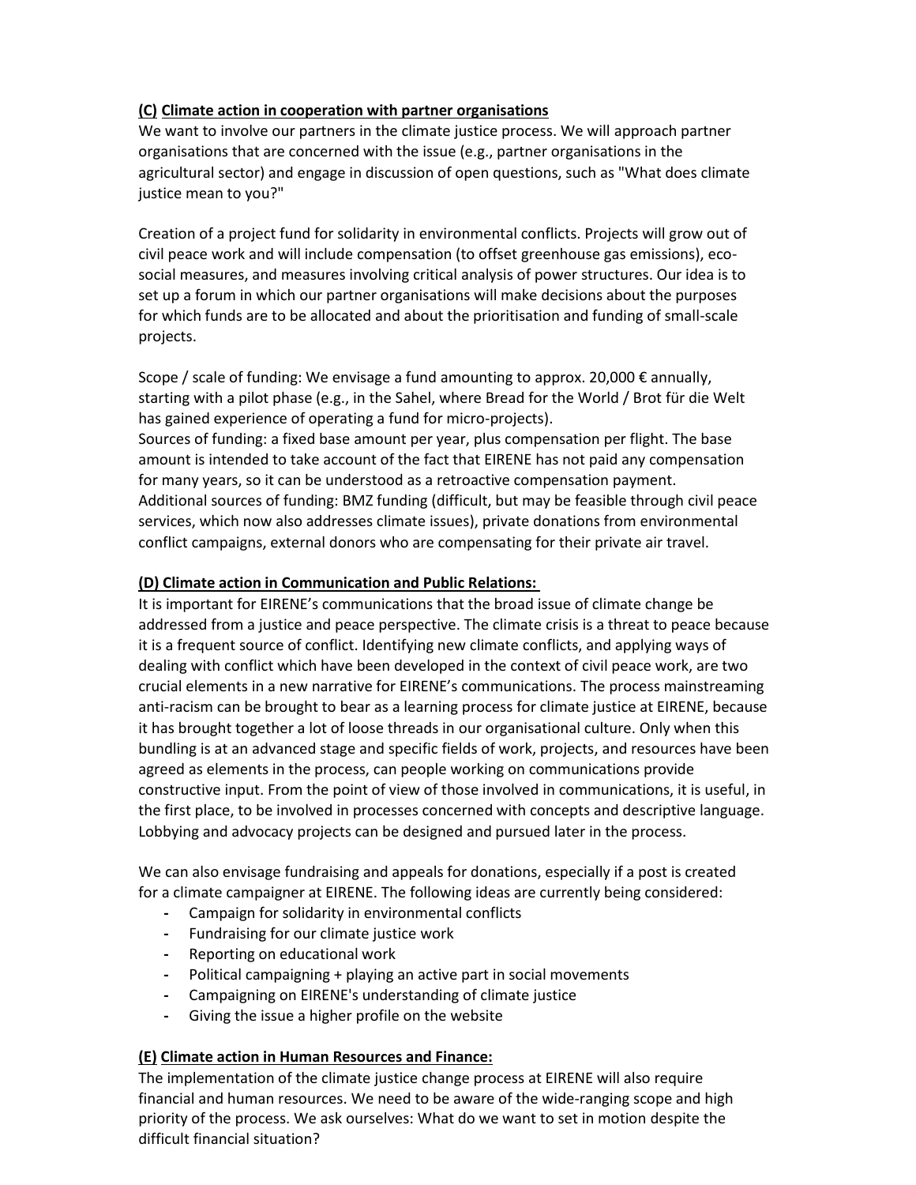### **(C) Climate action in cooperation with partner organisations**

We want to involve our partners in the climate justice process. We will approach partner organisations that are concerned with the issue (e.g., partner organisations in the agricultural sector) and engage in discussion of open questions, such as "What does climate justice mean to you?"

Creation of a project fund for solidarity in environmental conflicts. Projects will grow out of civil peace work and will include compensation (to offset greenhouse gas emissions), eco-social measures, and measures involving critical analysis of power structures. Our idea is to set up a forum in which our partner organisations will make decisions about the purposes for which funds are to be allocated and about the prioritisation and funding of small-scale projects.

Scope / scale of funding: We envisage a fund amounting to approx. 20,000 € annually, starting with a pilot phase (e.g., in the Sahel, where Bread for the World / Brot für die Welt has gained experience of operating a fund for micro-projects).
Sources of funding: a fixed base amount per year, plus compensation per flight. The base amount is intended to take account of the fact that EIRENE has not paid any compensation for many years, so it can be understood as a retroactive compensation payment.
Additional sources of funding: BMZ funding (difficult, but may be feasible through civil peace services, which now also addresses climate issues), private donations from environmental conflict campaigns, external donors who are compensating for their private air travel.

### **(D) Climate action in Communication and Public Relations:**

It is important for EIRENE's communications that the broad issue of climate change be addressed from a justice and peace perspective. The climate crisis is a threat to peace because it is a frequent source of conflict. Identifying new climate conflicts, and applying ways of dealing with conflict which have been developed in the context of civil peace work, are two crucial elements in a new narrative for EIRENE's communications. The process mainstreaming anti-racism can be brought to bear as a learning process for climate justice at EIRENE, because it has brought together a lot of loose threads in our organisational culture. Only when this bundling is at an advanced stage and specific fields of work, projects, and resources have been agreed as elements in the process, can people working on communications provide constructive input. From the point of view of those involved in communications, it is useful, in the first place, to be involved in processes concerned with concepts and descriptive language. Lobbying and advocacy projects can be designed and pursued later in the process.

We can also envisage fundraising and appeals for donations, especially if a post is created for a climate campaigner at EIRENE. The following ideas are currently being considered:

- Campaign for solidarity in environmental conflicts
- Fundraising for our climate justice work
- Reporting on educational work
- Political campaigning + playing an active part in social movements
- Campaigning on EIRENE's understanding of climate justice
- Giving the issue a higher profile on the website

### **(E) Climate action in Human Resources and Finance:**

The implementation of the climate justice change process at EIRENE will also require financial and human resources. We need to be aware of the wide-ranging scope and high priority of the process. We ask ourselves: What do we want to set in motion despite the difficult financial situation?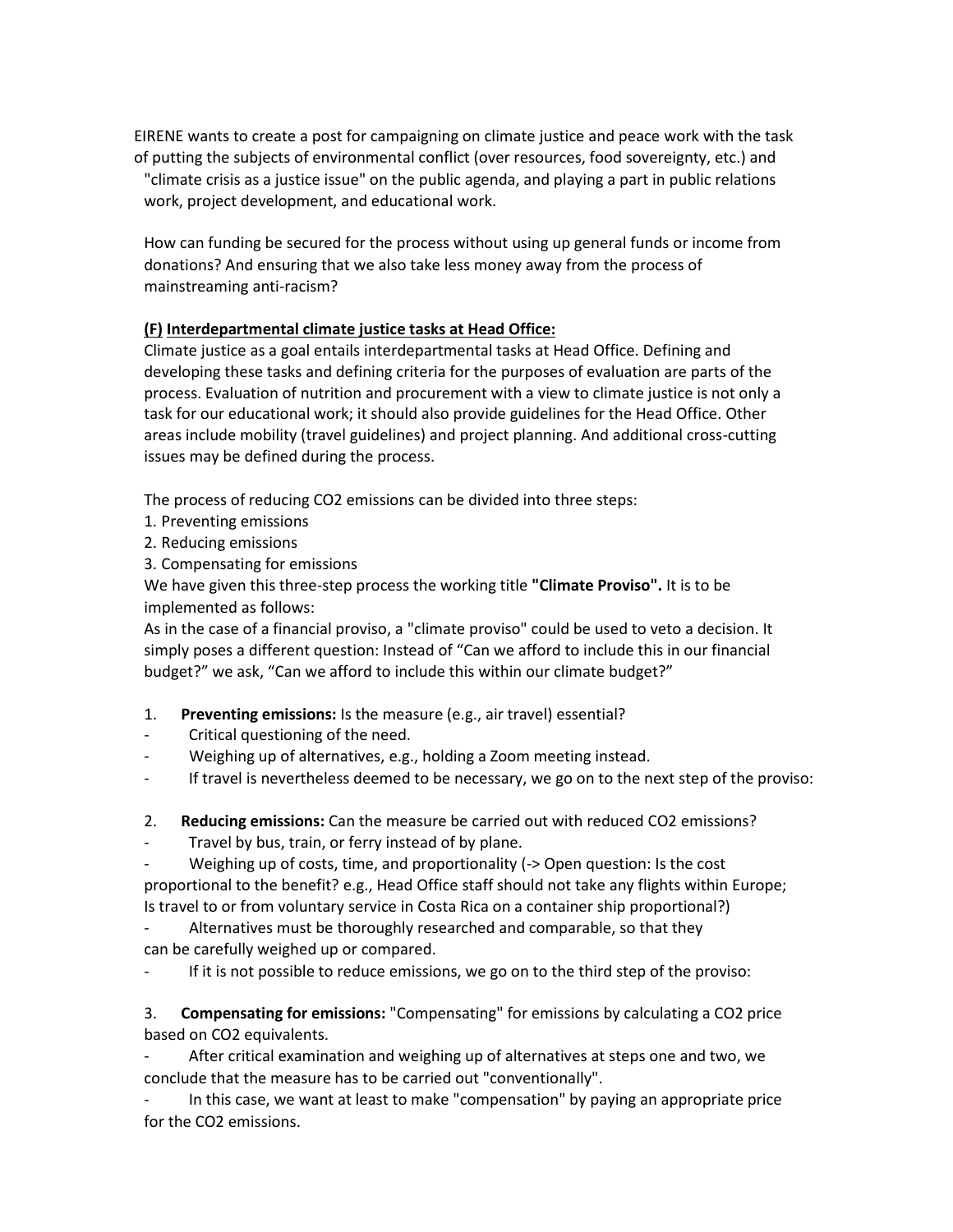EIRENE wants to create a post for campaigning on climate justice and peace work with the task of putting the subjects of environmental conflict (over resources, food sovereignty, etc.) and "climate crisis as a justice issue" on the public agenda, and playing a part in public relations work, project development, and educational work.

How can funding be secured for the process without using up general funds or income from donations? And ensuring that we also take less money away from the process of mainstreaming anti-racism?

**(F) Interdepartmental climate justice tasks at Head Office:**

Climate justice as a goal entails interdepartmental tasks at Head Office. Defining and developing these tasks and defining criteria for the purposes of evaluation are parts of the process. Evaluation of nutrition and procurement with a view to climate justice is not only a task for our educational work; it should also provide guidelines for the Head Office. Other areas include mobility (travel guidelines) and project planning. And additional cross-cutting issues may be defined during the process.

The process of reducing $CO_2$ emissions can be divided into three steps:

1. Preventing emissions
2. Reducing emissions
3. Compensating for emissions

We have given this three-step process the working title **"Climate Proviso".** It is to be implemented as follows:

As in the case of a financial proviso, a "climate proviso" could be used to veto a decision. It simply poses a different question: Instead of "Can we afford to include this in our financial budget?" we ask, "Can we afford to include this within our climate budget?"

1. **Preventing emissions:** Is the measure (e.g., air travel) essential?
   - Critical questioning of the need.
   - Weighing up of alternatives, e.g., holding a Zoom meeting instead.
   - If travel is nevertheless deemed to be necessary, we go on to the next step of the proviso:

2. **Reducing emissions:** Can the measure be carried out with reduced $CO_2$ emissions?
   - Travel by bus, train, or ferry instead of by plane.
   - Weighing up of costs, time, and proportionality (-> Open question: Is the cost proportional to the benefit? e.g., Head Office staff should not take any flights within Europe; Is travel to or from voluntary service in Costa Rica on a container ship proportional?)
   - Alternatives must be thoroughly researched and comparable, so that they can be carefully weighed up or compared.
   - If it is not possible to reduce emissions, we go on to the third step of the proviso:

3. **Compensating for emissions:** "Compensating" for emissions by calculating a $CO_2$ price based on $CO_2$ equivalents.
   - After critical examination and weighing up of alternatives at steps one and two, we conclude that the measure has to be carried out "conventionally".
   - In this case, we want at least to make "compensation" by paying an appropriate price for the $CO_2$ emissions.